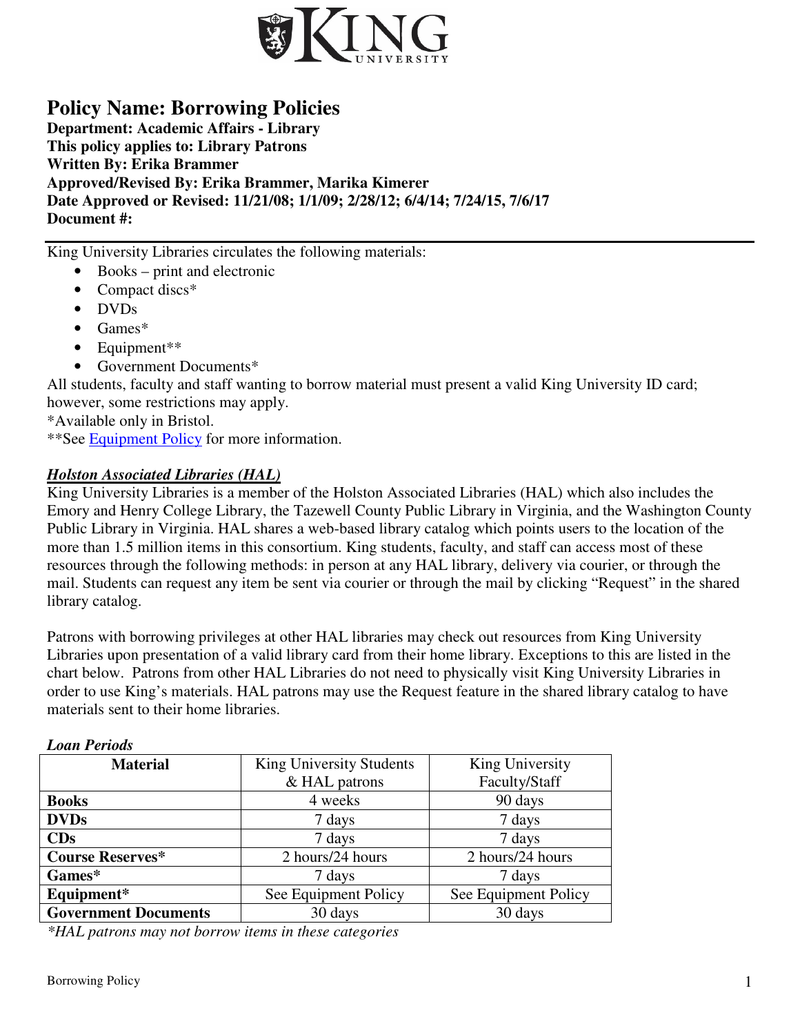# Policy Name: Borrowing Policies

**Department: Academic Affairs - Library**
**This policy applies to: Library Patrons**
**Written By: Erika Brammer**
**Approved/Revised By: Erika Brammer, Marika Kimerer**
**Date Approved or Revised: 11/21/08; 1/1/09; 2/28/12; 6/4/14; 7/24/15, 7/6/17**
**Document #:**

---

King University Libraries circulates the following materials:

- Books – print and electronic
- Compact discs*
- DVDs
- Games*
- Equipment**
- Government Documents*

All students, faculty and staff wanting to borrow material must present a valid King University ID card; however, some restrictions may apply.

*Available only in Bristol.

**See Equipment Policy for more information.

## ***Holston Associated Libraries (HAL)***

King University Libraries is a member of the Holston Associated Libraries (HAL) which also includes the Emory and Henry College Library, the Tazewell County Public Library in Virginia, and the Washington County Public Library in Virginia. HAL shares a web-based library catalog which points users to the location of the more than 1.5 million items in this consortium. King students, faculty, and staff can access most of these resources through the following methods: in person at any HAL library, delivery via courier, or through the mail. Students can request any item be sent via courier or through the mail by clicking "Request" in the shared library catalog.

Patrons with borrowing privileges at other HAL libraries may check out resources from King University Libraries upon presentation of a valid library card from their home library. Exceptions to this are listed in the chart below. Patrons from other HAL Libraries do not need to physically visit King University Libraries in order to use King's materials. HAL patrons may use the Request feature in the shared library catalog to have materials sent to their home libraries.

***Loan Periods***

| Material | King University Students & HAL patrons | King University Faculty/Staff |
|---|---|---|
| **Books** | 4 weeks | 90 days |
| **DVDs** | 7 days | 7 days |
| **CDs** | 7 days | 7 days |
| **Course Reserves*** | 2 hours/24 hours | 2 hours/24 hours |
| **Games*** | 7 days | 7 days |
| **Equipment*** | See Equipment Policy | See Equipment Policy |
| **Government Documents** | 30 days | 30 days |

**HAL patrons may not borrow items in these categories*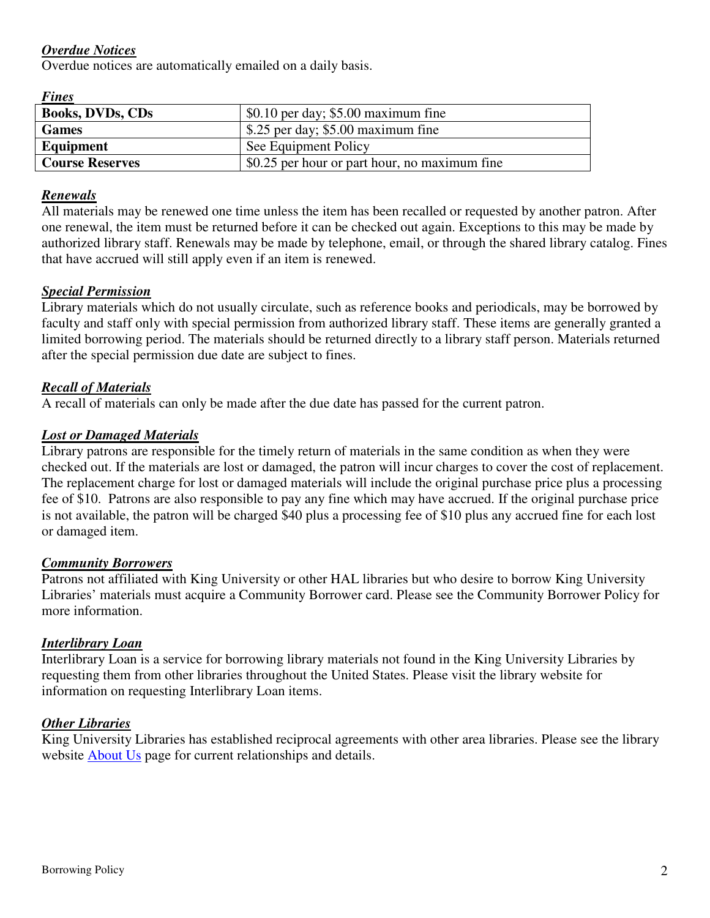***Overdue Notices***

Overdue notices are automatically emailed on a daily basis.

***Fines***

| | |
|---|---|
| **Books, DVDs, CDs** | $0.10 per day; $5.00 maximum fine |
| **Games** | $.25 per day; $5.00 maximum fine |
| **Equipment** | See Equipment Policy |
| **Course Reserves** | $0.25 per hour or part hour, no maximum fine |

***Renewals***

All materials may be renewed one time unless the item has been recalled or requested by another patron. After one renewal, the item must be returned before it can be checked out again. Exceptions to this may be made by authorized library staff. Renewals may be made by telephone, email, or through the shared library catalog. Fines that have accrued will still apply even if an item is renewed.

***Special Permission***

Library materials which do not usually circulate, such as reference books and periodicals, may be borrowed by faculty and staff only with special permission from authorized library staff. These items are generally granted a limited borrowing period. The materials should be returned directly to a library staff person. Materials returned after the special permission due date are subject to fines.

***Recall of Materials***

A recall of materials can only be made after the due date has passed for the current patron.

***Lost or Damaged Materials***

Library patrons are responsible for the timely return of materials in the same condition as when they were checked out. If the materials are lost or damaged, the patron will incur charges to cover the cost of replacement. The replacement charge for lost or damaged materials will include the original purchase price plus a processing fee of $10. Patrons are also responsible to pay any fine which may have accrued. If the original purchase price is not available, the patron will be charged $40 plus a processing fee of $10 plus any accrued fine for each lost or damaged item.

***Community Borrowers***

Patrons not affiliated with King University or other HAL libraries but who desire to borrow King University Libraries' materials must acquire a Community Borrower card. Please see the Community Borrower Policy for more information.

***Interlibrary Loan***

Interlibrary Loan is a service for borrowing library materials not found in the King University Libraries by requesting them from other libraries throughout the United States. Please visit the library website for information on requesting Interlibrary Loan items.

***Other Libraries***

King University Libraries has established reciprocal agreements with other area libraries. Please see the library website About Us page for current relationships and details.